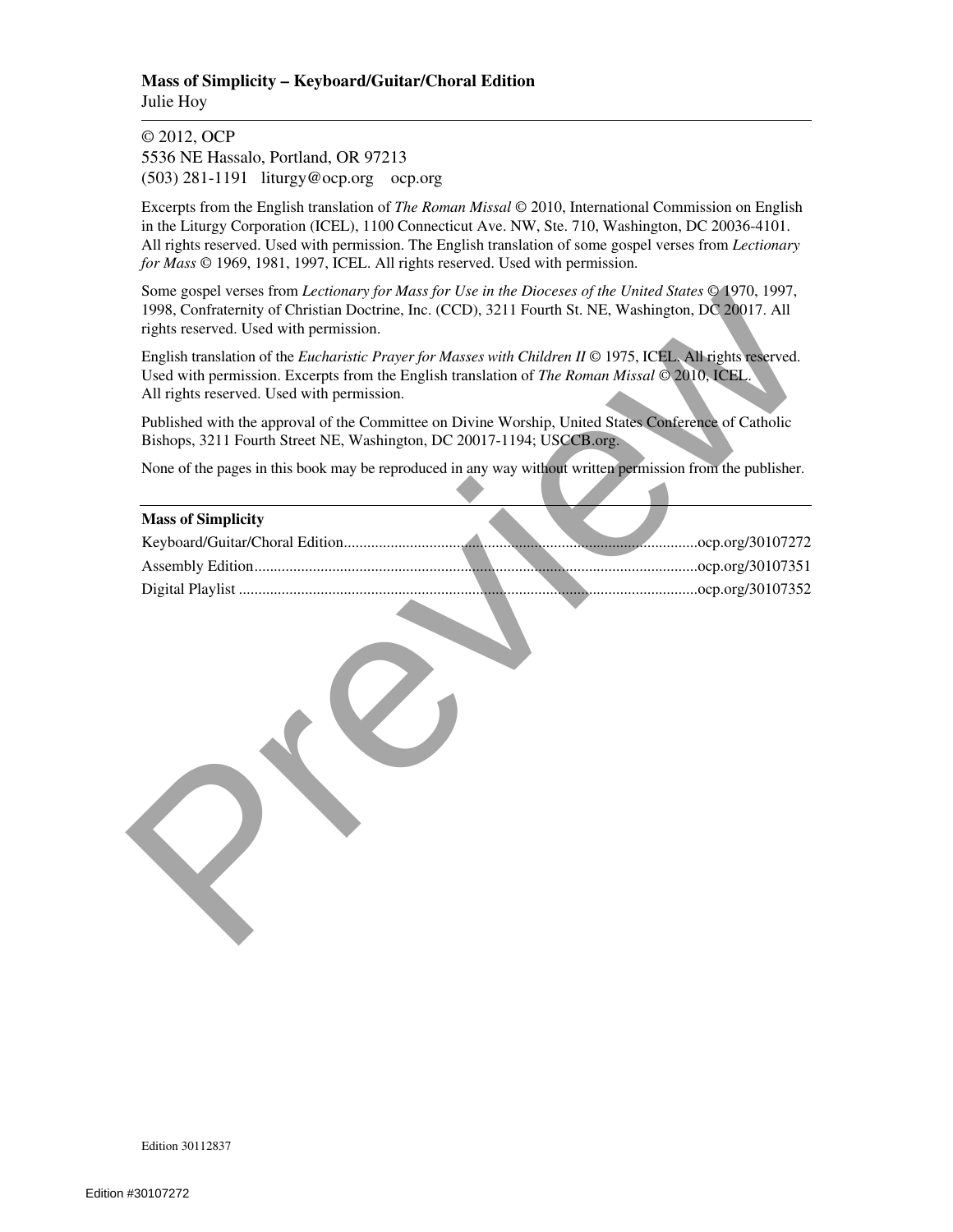**Mass of Simplicity – Keyboard/Guitar/Choral Edition**
Julie Hoy

© 2012, OCP
5536 NE Hassalo, Portland, OR 97213
(503) 281-1191 liturgy@ocp.org ocp.org

Excerpts from the English translation of *The Roman Missal* © 2010, International Commission on English in the Liturgy Corporation (ICEL), 1100 Connecticut Ave. NW, Ste. 710, Washington, DC 20036-4101. All rights reserved. Used with permission. The English translation of some gospel verses from *Lectionary for Mass* © 1969, 1981, 1997, ICEL. All rights reserved. Used with permission.

Some gospel verses from *Lectionary for Mass for Use in the Dioceses of the United States* © 1970, 1997, 1998, Confraternity of Christian Doctrine, Inc. (CCD), 3211 Fourth St. NE, Washington, DC 20017. All rights reserved. Used with permission.

English translation of the *Eucharistic Prayer for Masses with Children II* © 1975, ICEL. All rights reserved. Used with permission. Excerpts from the English translation of *The Roman Missal* © 2010, ICEL. All rights reserved. Used with permission.

Published with the approval of the Committee on Divine Worship, United States Conference of Catholic Bishops, 3211 Fourth Street NE, Washington, DC 20017-1194; USCCB.org.

None of the pages in this book may be reproduced in any way without written permission from the publisher.

**Mass of Simplicity**

Keyboard/Guitar/Choral Edition.......................................ocp.org/30107272
Assembly Edition.......................................ocp.org/30107351
Digital Playlist.......................................ocp.org/30107352

Edition 30112837

Edition #30107272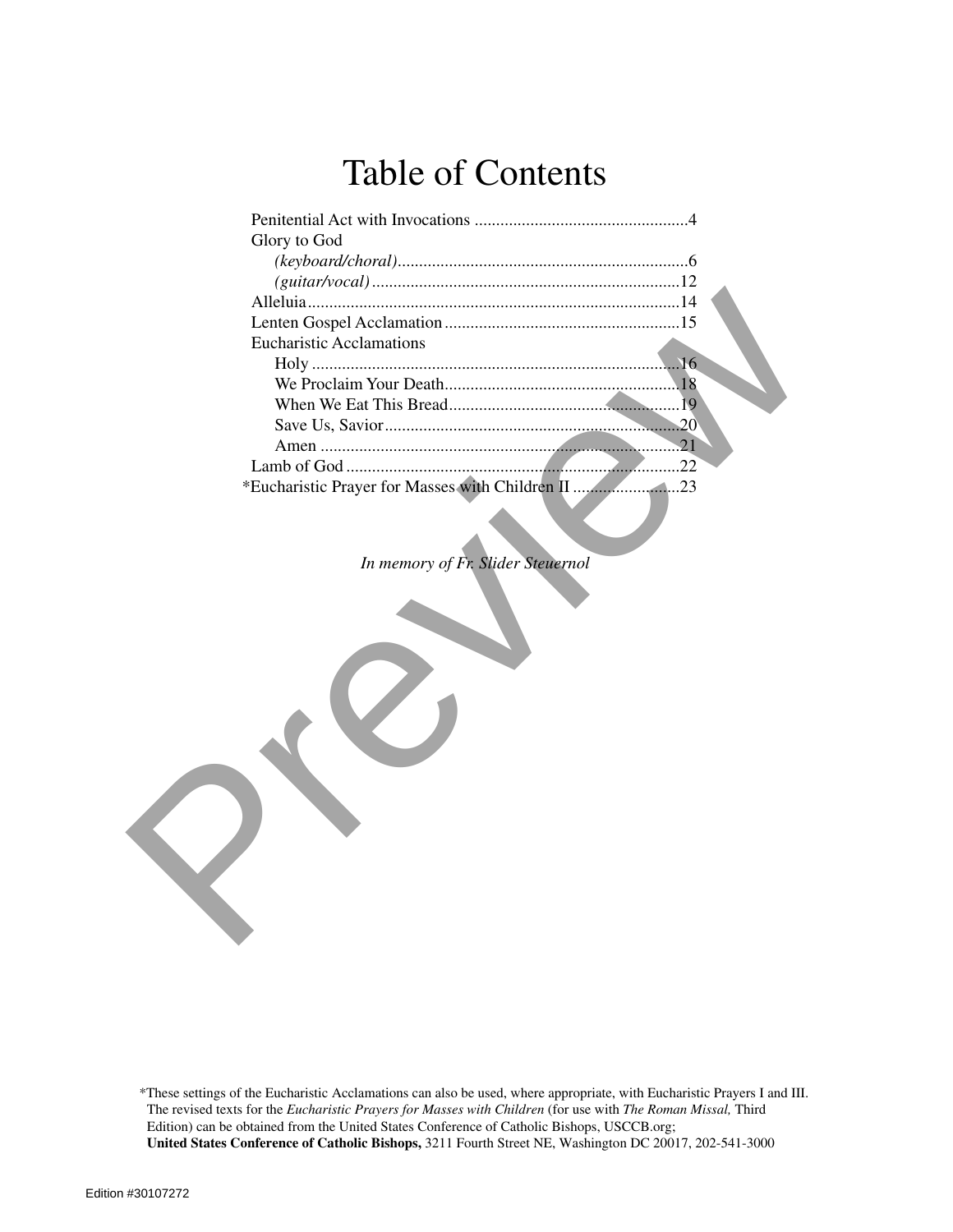# Table of Contents

- Penitential Act with Invocations .................................................4
- Glory to God
  - *(keyboard/choral)*....................................................................6
  - *(guitar/vocal)*........................................................................12
- Alleluia.......................................................................................14
- Lenten Gospel Acclamation.......................................................15
- Eucharistic Acclamations
  - Holy .....................................................................................16
  - We Proclaim Your Death.......................................................18
  - When We Eat This Bread......................................................19
  - Save Us, Savior......................................................................20
  - Amen ....................................................................................21
- Lamb of God ..............................................................................22
- *Eucharistic Prayer for Masses with Children II .........................23

*In memory of Fr. Slider Steuernol*

*These settings of the Eucharistic Acclamations can also be used, where appropriate, with Eucharistic Prayers I and III. The revised texts for the *Eucharistic Prayers for Masses with Children* (for use with *The Roman Missal,* Third Edition) can be obtained from the United States Conference of Catholic Bishops, USCCB.org; **United States Conference of Catholic Bishops,** 3211 Fourth Street NE, Washington DC 20017, 202-541-3000

Edition #30107272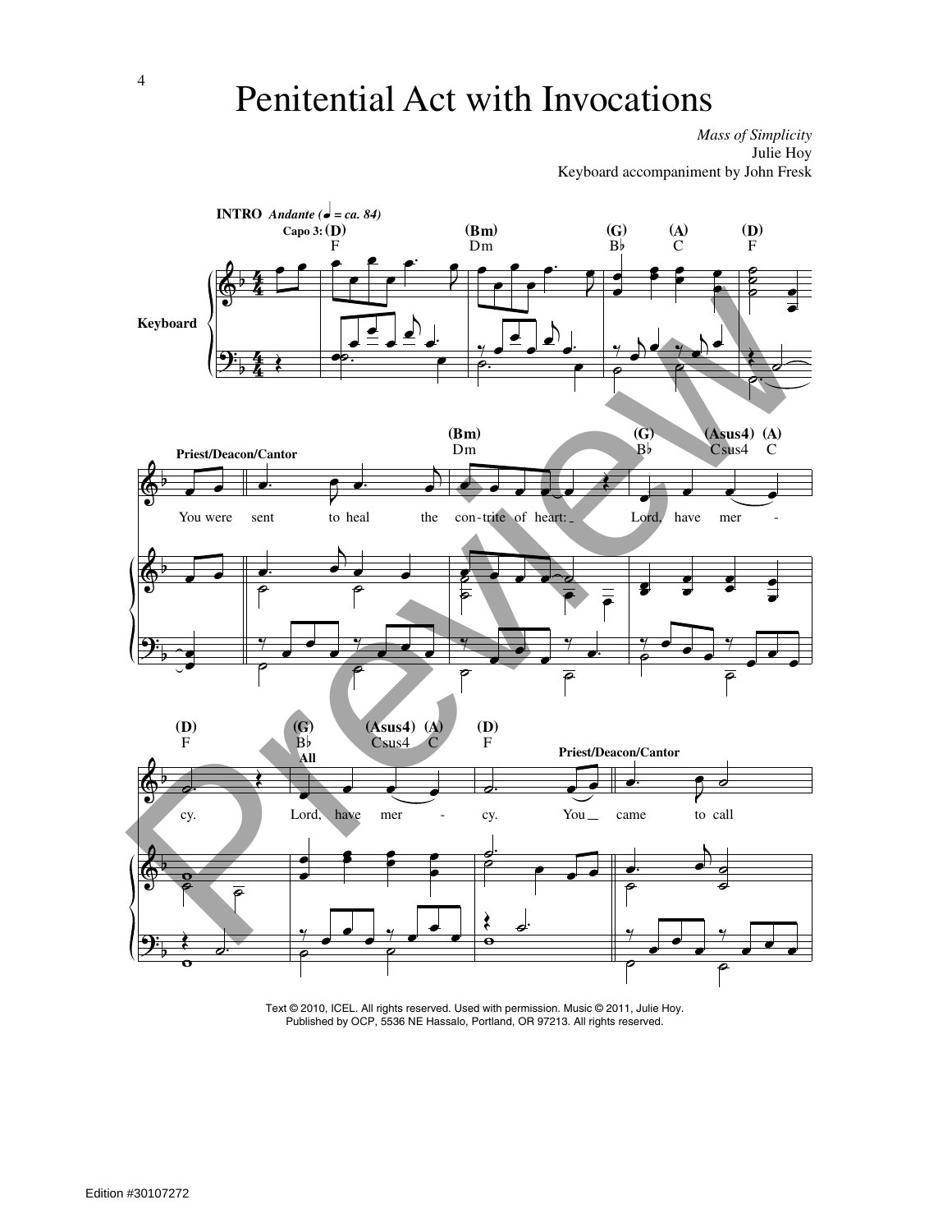# Penitential Act with Invocations

*Mass of Simplicity*
Julie Hoy
Keyboard accompaniment by John Fresk

**INTRO** *Andante (♩ = ca. 84)*

Capo 3: (D) F (Bm) Dm (G) B♭ (A) C (D) F

Keyboard

**Priest/Deacon/Cantor**

(Bm) Dm (G) B♭ (Asus4) Csus4 (A) C

You were sent to heal the con-trite of heart: Lord, have mer-

(D) F (G) B♭ (Asus4) Csus4 (A) C (D) F

cy. **All** Lord, have mer - cy. **Priest/Deacon/Cantor** You came to call

Text © 2010, ICEL. All rights reserved. Used with permission. Music © 2011, Julie Hoy.
Published by OCP, 5536 NE Hassalo, Portland, OR 97213. All rights reserved.

Edition #30107272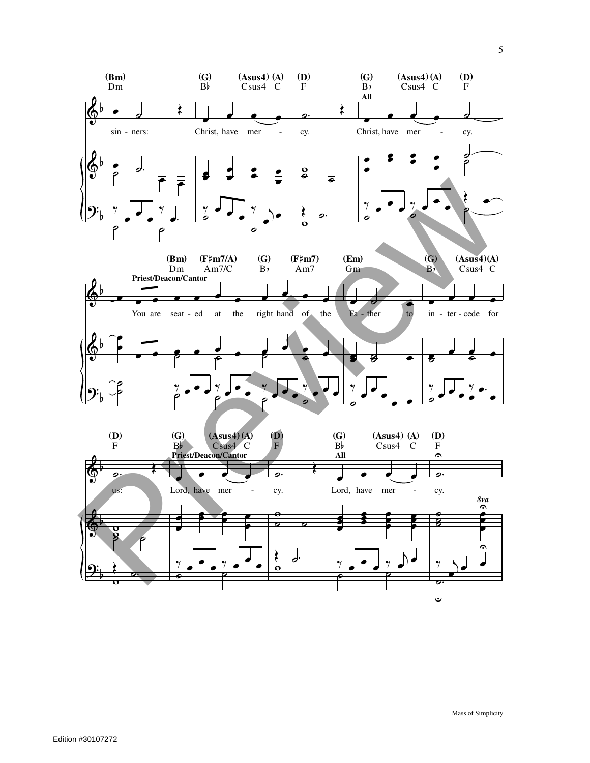(Bm) Dm — (G) B♭ — (Asus4) Csus4 — (A) C — (D) F — (G) B♭ — (Asus4) Csus4 — (A) C — (D) F

sin - ners: Christ, have mer - cy. **All** Christ, have mer - cy.

(Bm) Dm — (F♯m7/A) Am7/C — (G) B♭ — (F♯m7) Am7 — (Em) Gm — (G) B♭ — (Asus4) Csus4 — (A) C

**Priest/Deacon/Cantor**

You are seat - ed at the right hand of the Fa - ther to in - ter - cede for

(D) F — (G) B♭ — (Asus4) Csus4 — (A) C — (D) F — (G) B♭ — (Asus4) Csus4 — (A) C — (D) F

us: **Priest/Deacon/Cantor** Lord, have mer - cy. **All** Lord, have mer - cy.

*8va*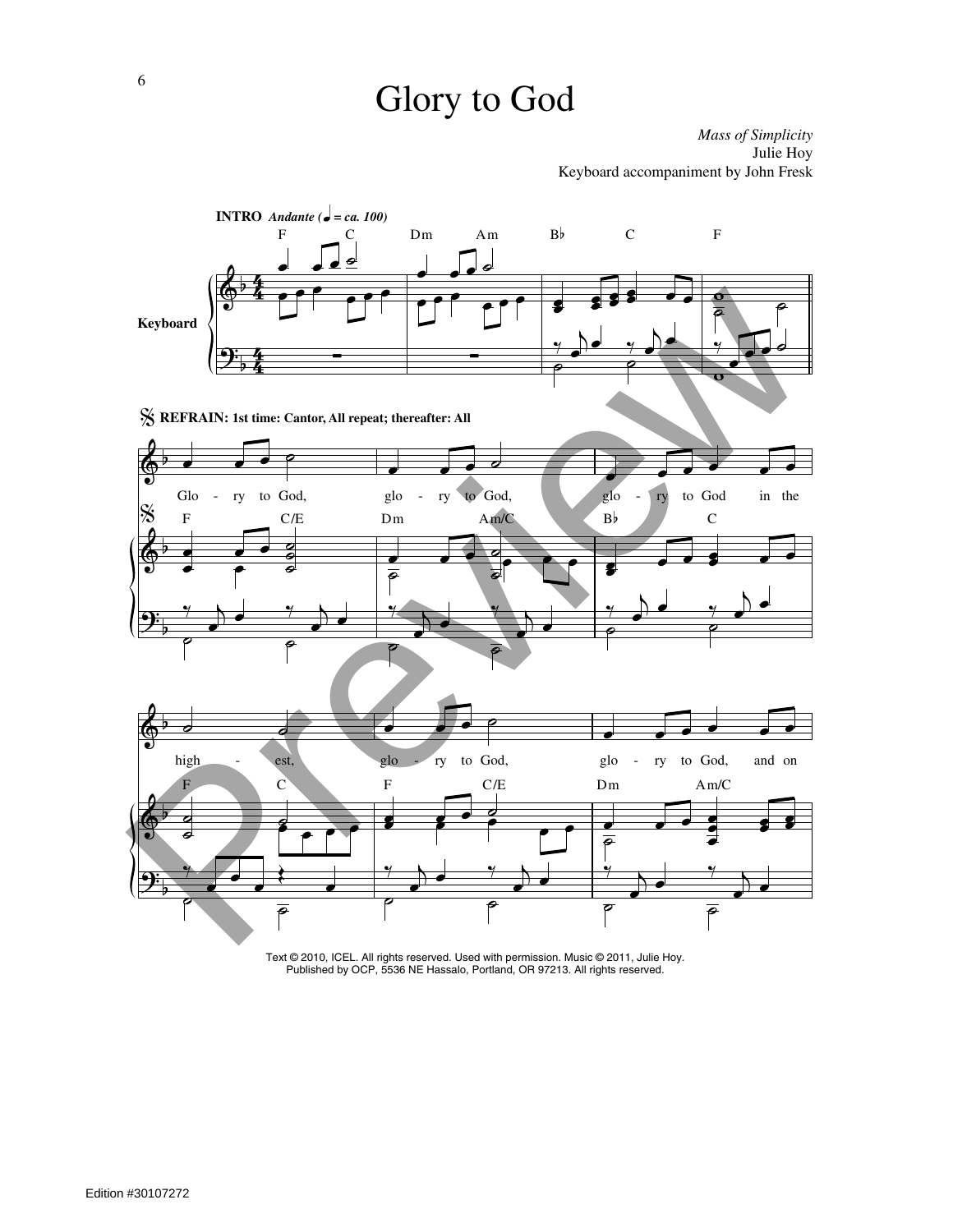# Glory to God

*Mass of Simplicity*
Julie Hoy
Keyboard accompaniment by John Fresk

**INTRO** *Andante (♩ = ca. 100)*

F C Dm Am B♭ C F

Keyboard

**REFRAIN: 1st time: Cantor, All repeat; thereafter: All**

Glo - ry to God, glo - ry to God, glo - ry to God in the

F C/E Dm Am/C B♭ C

high - est, glo - ry to God, glo - ry to God, and on

F C F C/E Dm Am/C

Text © 2010, ICEL. All rights reserved. Used with permission. Music © 2011, Julie Hoy.
Published by OCP, 5536 NE Hassalo, Portland, OR 97213. All rights reserved.

Edition #30107272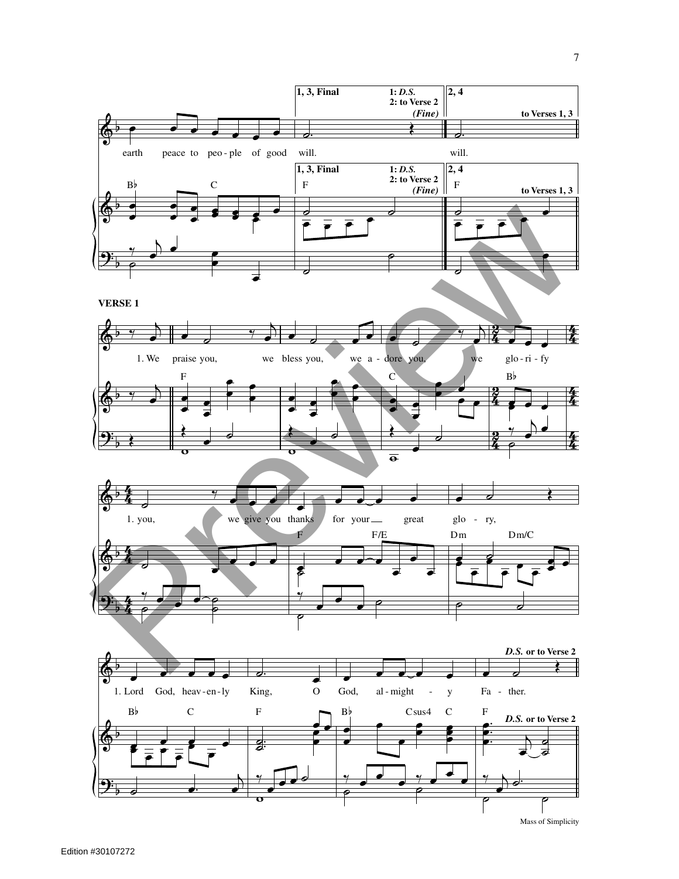**1, 3, Final** — 1: *D.S.* 2: to Verse 2 *(Fine)*

**2, 4** — to Verses 1, 3

earth peace to peo-ple of good will.

will.

**VERSE 1**

1. We praise you, we bless you, we a-dore you, we glo-ri-fy

1. you, we give you thanks for your great glo-ry,

1. Lord God, heav-en-ly King, O God, al-might-y Fa-ther.

***D.S.* or to Verse 2**

Edition #30107272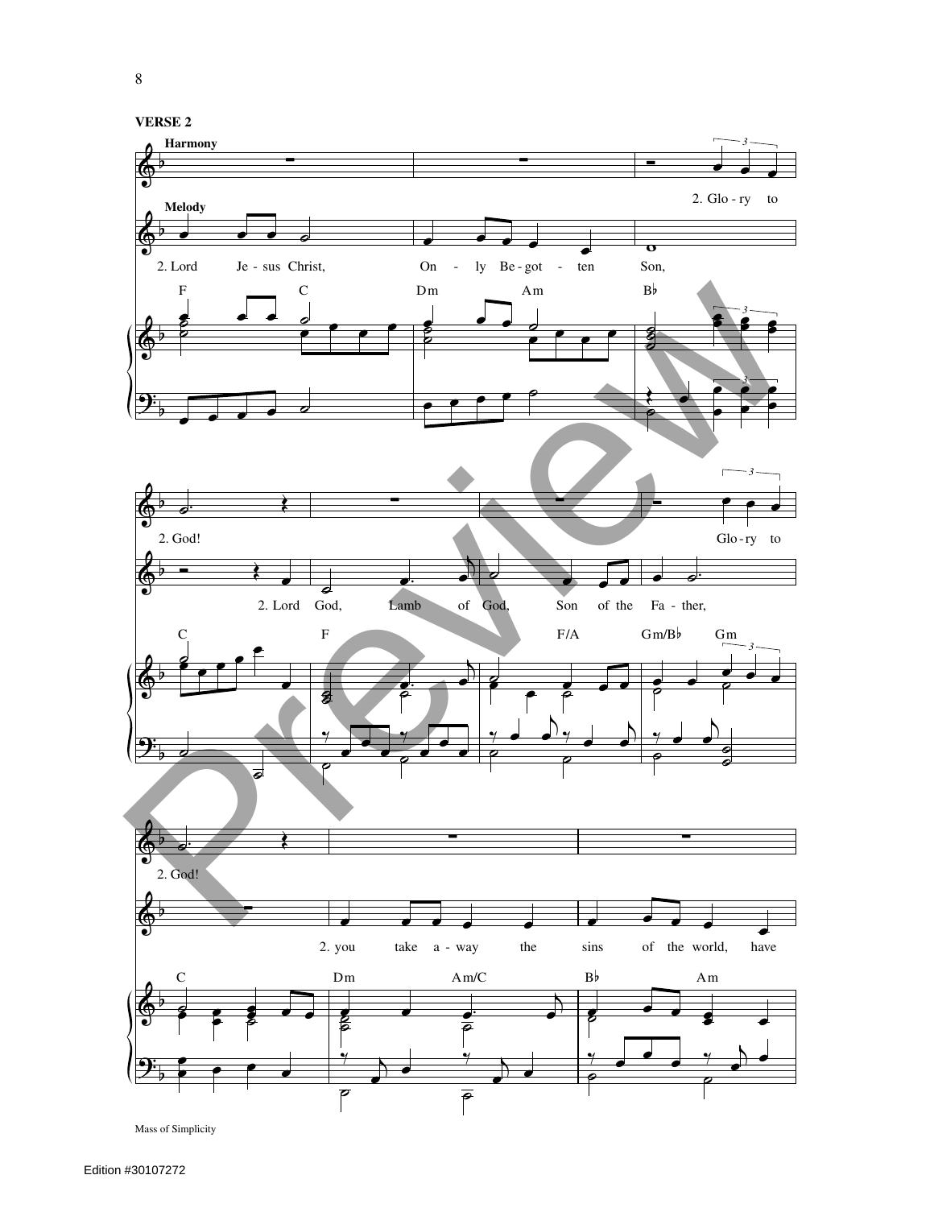**VERSE 2**

Harmony

Melody

2. Lord Je - sus Christ, On - ly Be - got - ten Son,

2. Glo - ry to

F C Dm Am B♭

2. God!

2. Lord God, Lamb of God, Son of the Fa - ther,

Glo - ry to

C F F/A Gm/B♭ Gm

2. God!

2. you take a - way the sins of the world, have

C Dm Am/C B♭ Am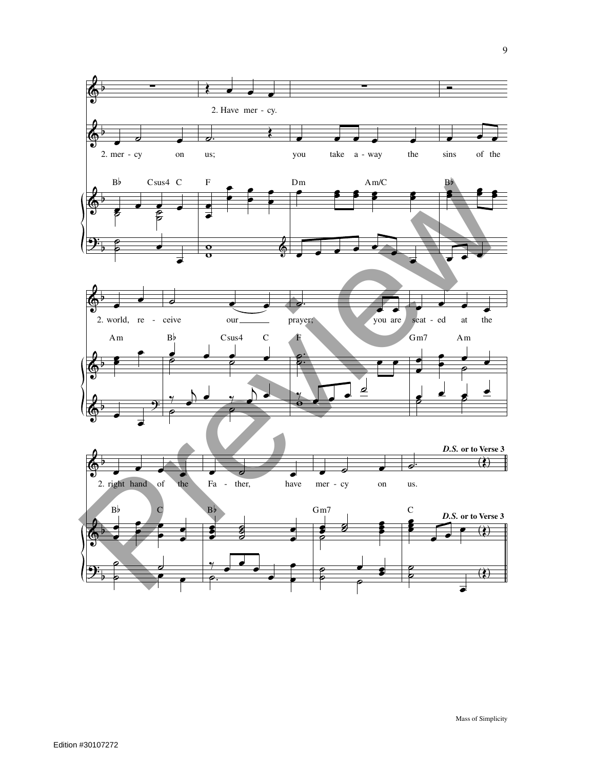2. Have mer - cy.

2. mer - cy on us; you take a - way the sins of the

2. world, re - ceive our prayer; you are seat - ed at the

2. right hand of the Fa - ther, have mer - cy on us.

*D.S.* **or to Verse 3**

Edition #30107272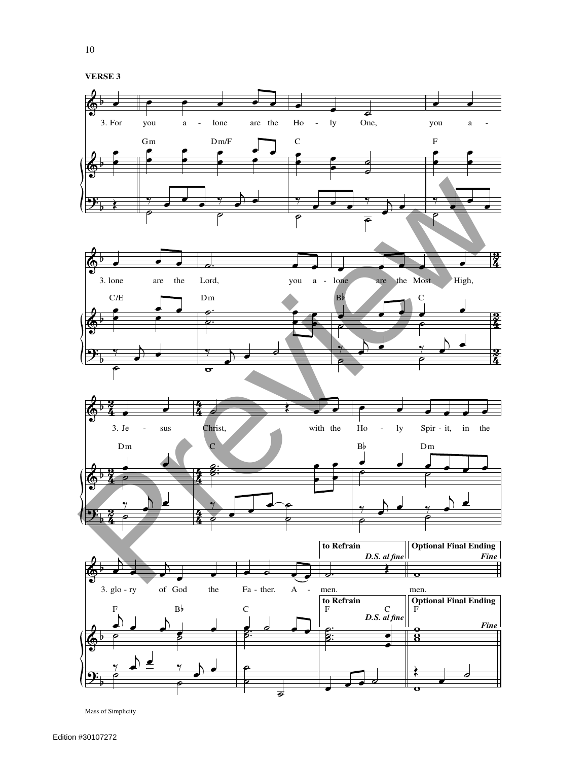**VERSE 3**

3. For you a - lone are the Ho - ly One, you a -

3. lone are the Lord, you a - lone are the Most High,

3. Je - sus Christ, with the Ho - ly Spir - it, in the

3. glo - ry of God the Fa - ther. A - men.

to Refrain *D.S. al fine*

Optional Final Ending *Fine*

men.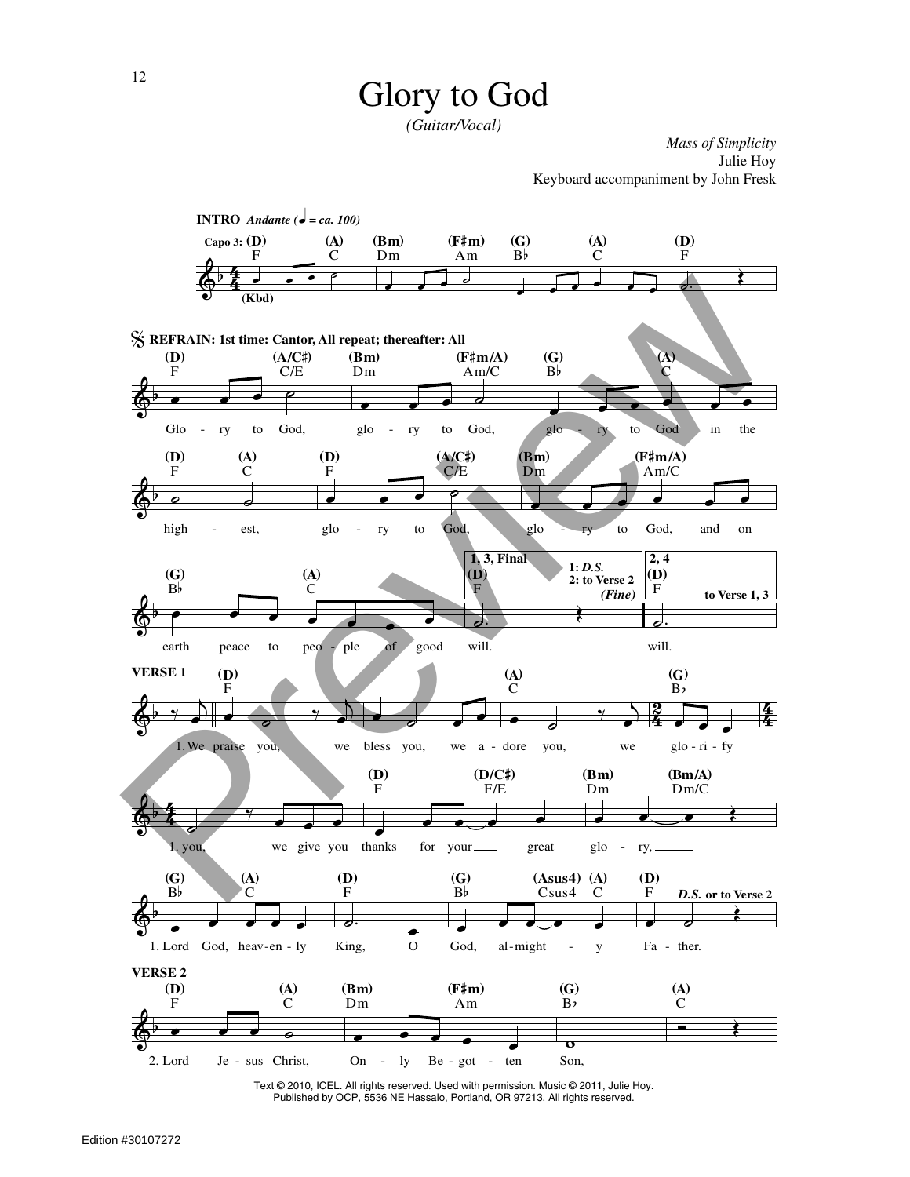# Glory to God

*(Guitar/Vocal)*

*Mass of Simplicity*
Julie Hoy
Keyboard accompaniment by John Fresk

**INTRO** *Andante (♩ = ca. 100)*

Capo 3: (D) F (A) C (Bm) Dm (F♯m) Am (G) B♭ (A) C (D) F

(Kbd)

**REFRAIN: 1st time: Cantor, All repeat; thereafter: All**

(D) F (A/C♯) C/E (Bm) Dm (F♯m/A) Am/C (G) B♭ (A) C

Glo - ry to God, glo - ry to God, glo - ry to God in the

(D) F (A) C (D) F (A/C♯) C/E (Bm) Dm (F♯m/A) Am/C

high - est, glo - ry to God, glo - ry to God, and on

(G) B♭ (A) C — 1, 3, Final (D) F — 1: *D.S.* 2: to Verse 2 *(Fine)* — 2, 4 (D) F to Verse 1, 3

earth peace to peo - ple of good will. will.

**VERSE 1**

(D) F (A) C (G) B♭

1. We praise you, we bless you, we a - dore you, we glo - ri - fy

(D) F (D/C♯) F/E (Bm) Dm (Bm/A) Dm/C

1. you, we give you thanks for your great glo - ry,

(G) B♭ (A) C (D) F (G) B♭ (Asus4) Csus4 (A) C (D) F *D.S.* or to Verse 2

1. Lord God, heav-en - ly King, O God, al-might - y Fa - ther.

**VERSE 2**

(D) F (A) C (Bm) Dm (F♯m) Am (G) B♭ (A) C

2. Lord Je - sus Christ, On - ly Be - got - ten Son,

Text © 2010, ICEL. All rights reserved. Used with permission. Music © 2011, Julie Hoy.
Published by OCP, 5536 NE Hassalo, Portland, OR 97213. All rights reserved.

Edition #30107272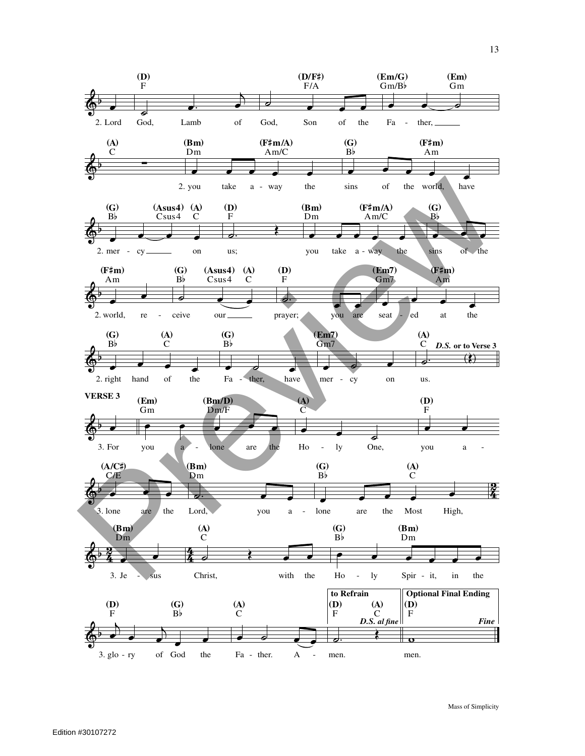2. Lord God, Lamb of God, Son of the Father,

2. you take away the sins of the world, have

2. mercy on us; you take away the sins of the

2. world, receive our prayer; you are seated at the

2. right hand of the Father, have mercy on us.

*D.S.* **or to Verse 3**

**VERSE 3**

3. For you alone are the Holy One, you a-

3. lone are the Lord, you alone are the Most High,

3. Jesus Christ, with the Holy Spirit, in the

3. glory of God the Father. A - men.

**to Refrain**

***D.S. al fine***

**Optional Final Ending**

men.

***Fine***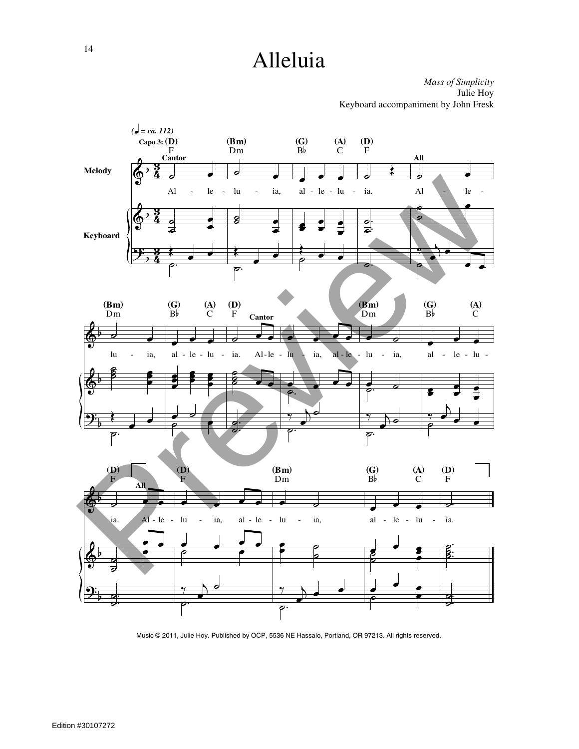# Alleluia

*Mass of Simplicity*
Julie Hoy
Keyboard accompaniment by John Fresk

Music © 2011, Julie Hoy. Published by OCP, 5536 NE Hassalo, Portland, OR 97213. All rights reserved.

Edition #30107272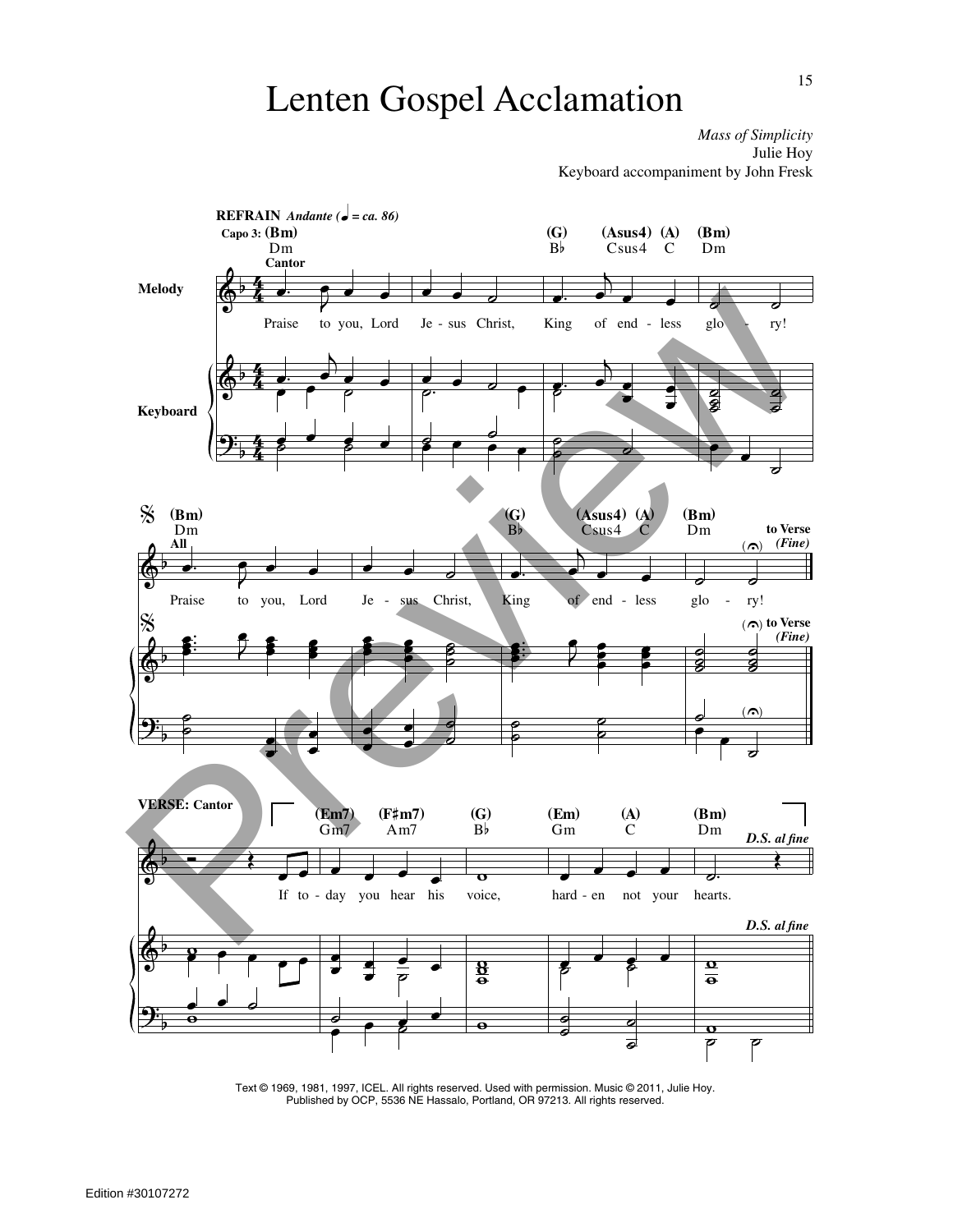# Lenten Gospel Acclamation

*Mass of Simplicity*
Julie Hoy
Keyboard accompaniment by John Fresk

**REFRAIN** *Andante (♩ = ca. 86)*

Capo 3: (Bm) Dm — (G) B♭ — (Asus4) Csus4 — (A) C — (Bm) Dm

**Cantor**

Praise to you, Lord Je - sus Christ, King of end - less glo - ry!

(Bm) Dm — (G) B♭ — (Asus4) Csus4 — (A) C — (Bm) Dm

**All**

Praise to you, Lord Je - sus Christ, King of end - less glo - ry!

to Verse *(Fine)*

**VERSE: Cantor**

(Em7) Gm7 — (F♯m7) Am7 — (G) B♭ — (Em) Gm — (A) C — (Bm) Dm

If to - day you hear his voice, hard - en not your hearts.

*D.S. al fine*

Text © 1969, 1981, 1997, ICEL. All rights reserved. Used with permission. Music © 2011, Julie Hoy.
Published by OCP, 5536 NE Hassalo, Portland, OR 97213. All rights reserved.

Edition #30107272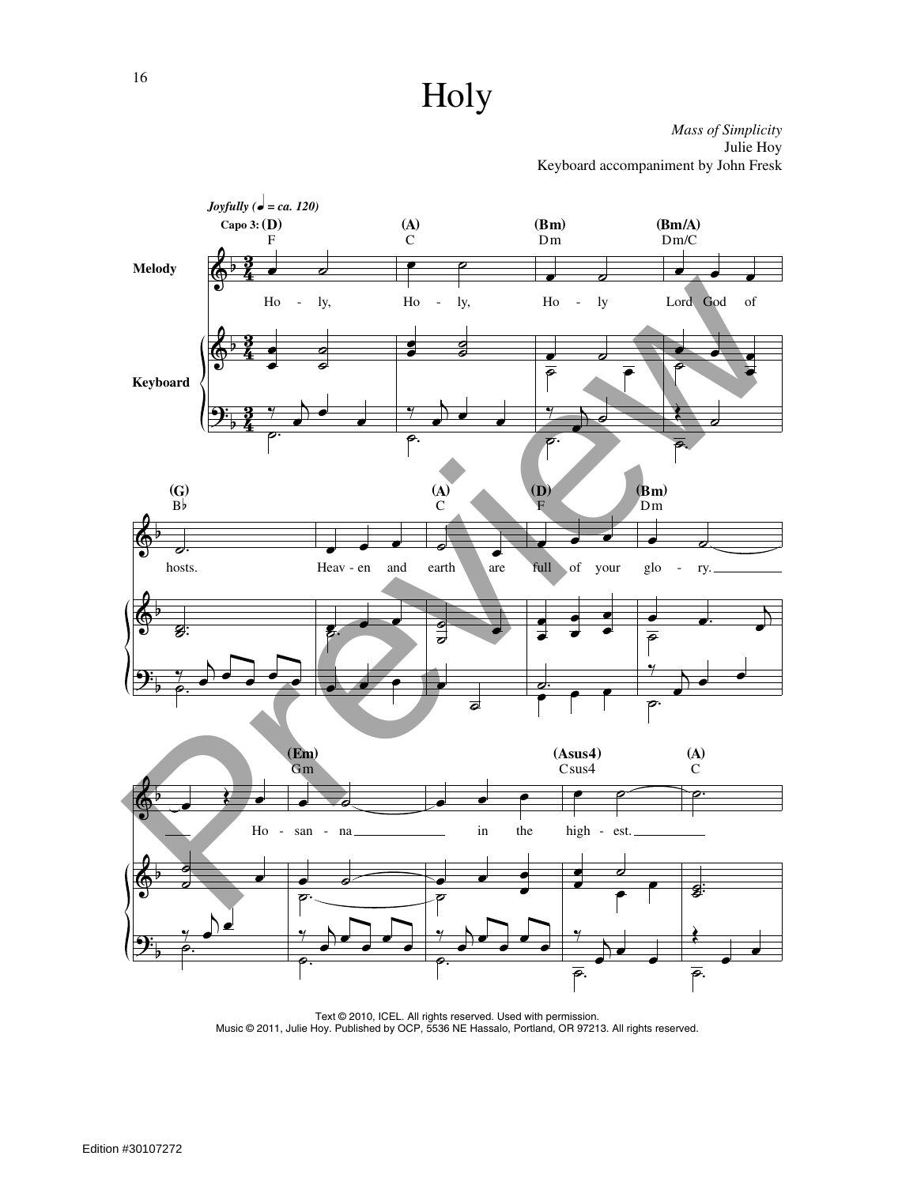# Holy

*Mass of Simplicity*
Julie Hoy
Keyboard accompaniment by John Fresk

*Joyfully (♩ = ca. 120)*

Capo 3: (D) F — (A) C — (Bm) Dm — (Bm/A) Dm/C

Melody: Ho - ly, Ho - ly, Ho - ly Lord God of

(G) B♭ — (A) C — (D) F — (Bm) Dm

hosts. Heav - en and earth are full of your glo - ry.

(Em) Gm — (Asus4) Csus4 — (A) C

Ho - san - na in the high - est.

Text © 2010, ICEL. All rights reserved. Used with permission.
Music © 2011, Julie Hoy. Published by OCP, 5536 NE Hassalo, Portland, OR 97213. All rights reserved.

Edition #30107272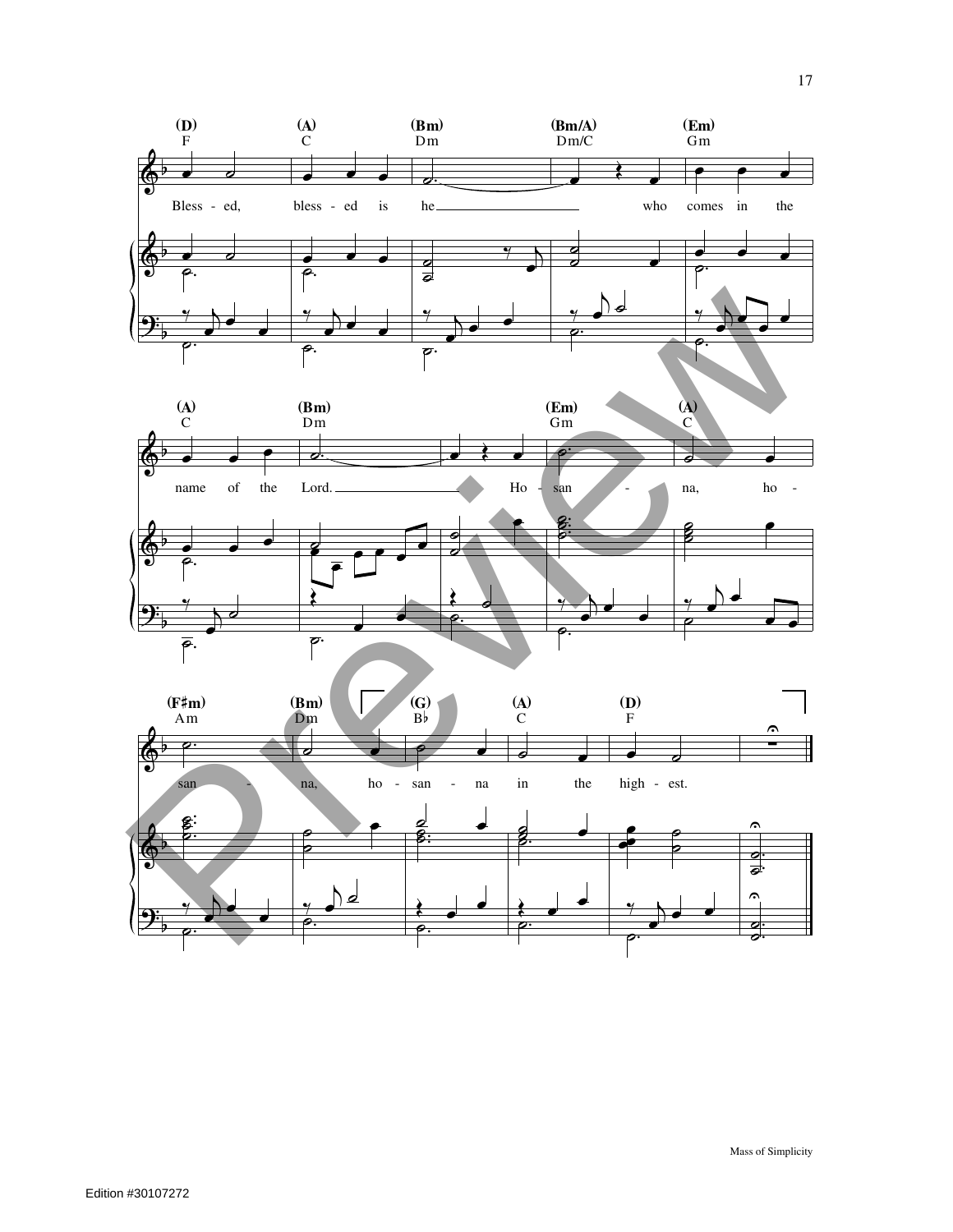Blessed, blessed is he who comes in the name of the Lord. Hosanna, hosanna, hosanna in the highest.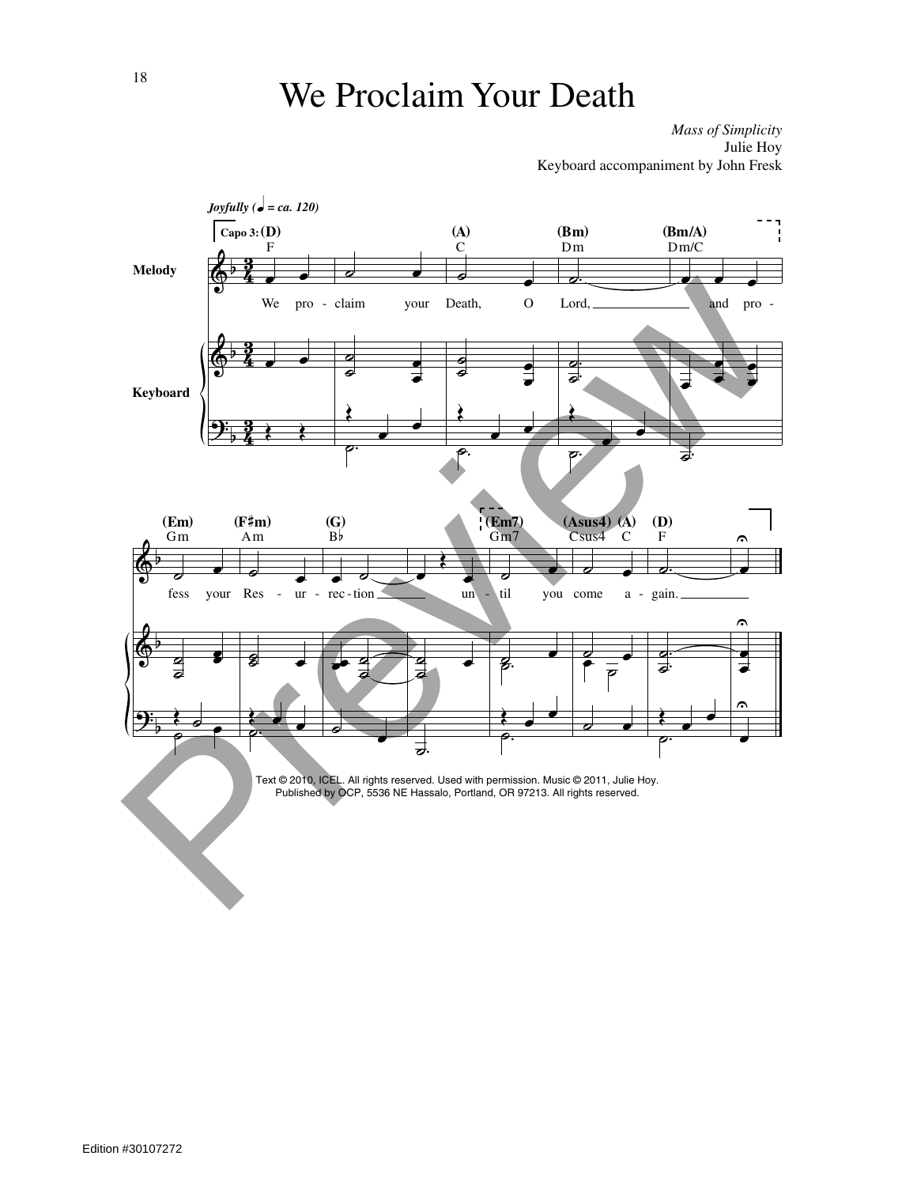# We Proclaim Your Death

*Mass of Simplicity*
Julie Hoy
Keyboard accompaniment by John Fresk

*Joyfully* (♩ = ca. 120)

Capo 3: (D) F — (A) C — (Bm) Dm — (Bm/A) Dm/C

Melody: We pro - claim your Death, O Lord, and pro -

(Em) Gm — (F♯m) Am — (G) B♭ — (Em7) Gm7 — (Asus4) Csus4 — (A) C — (D) F

fess your Res - ur - rec - tion un - til you come a - gain.

Text © 2010, ICEL. All rights reserved. Used with permission. Music © 2011, Julie Hoy.
Published by OCP, 5536 NE Hassalo, Portland, OR 97213. All rights reserved.

Edition #30107272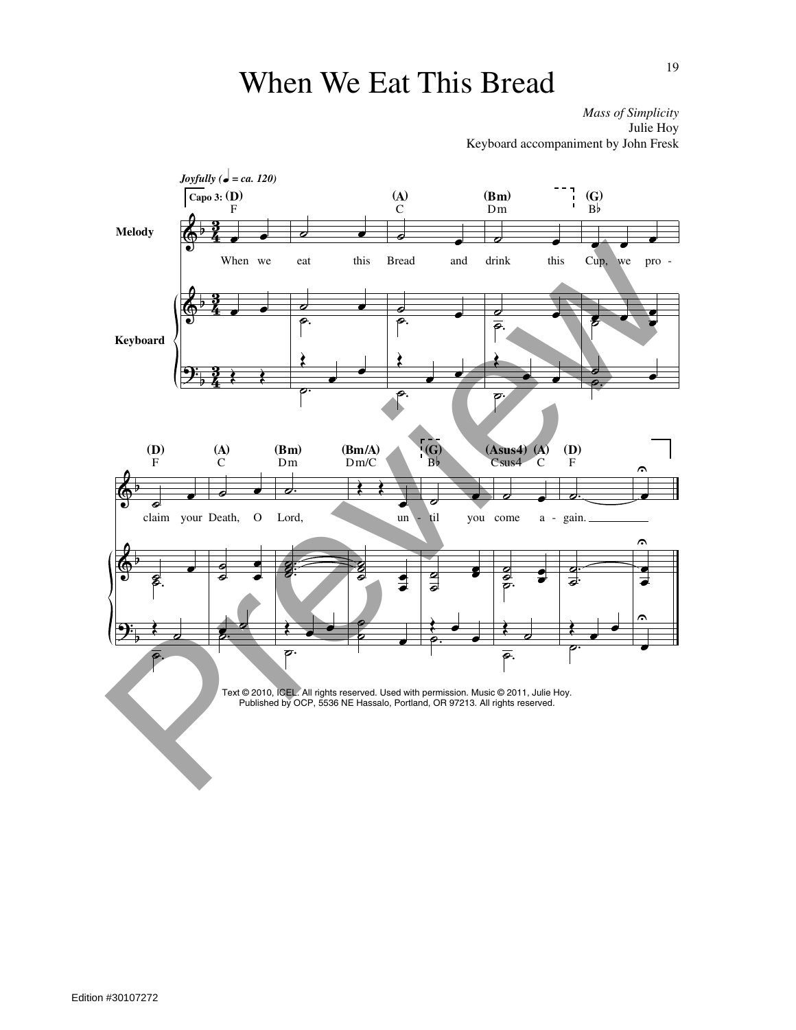# When We Eat This Bread

*Mass of Simplicity*
Julie Hoy
Keyboard accompaniment by John Fresk

*Joyfully* (♩ = ca. 120)

Capo 3: (D) F — (A) C — (Bm) Dm — (G) B♭ — (D) F — (A) C — (Bm) Dm — (Bm/A) Dm/C — (G) B♭ — (Asus4) Csus4 — (A) C — (D) F

When we eat this Bread and drink this Cup, we proclaim your Death, O Lord, until you come again.

Text © 2010, ICEL. All rights reserved. Used with permission. Music © 2011, Julie Hoy. Published by OCP, 5536 NE Hassalo, Portland, OR 97213. All rights reserved.

Edition #30107272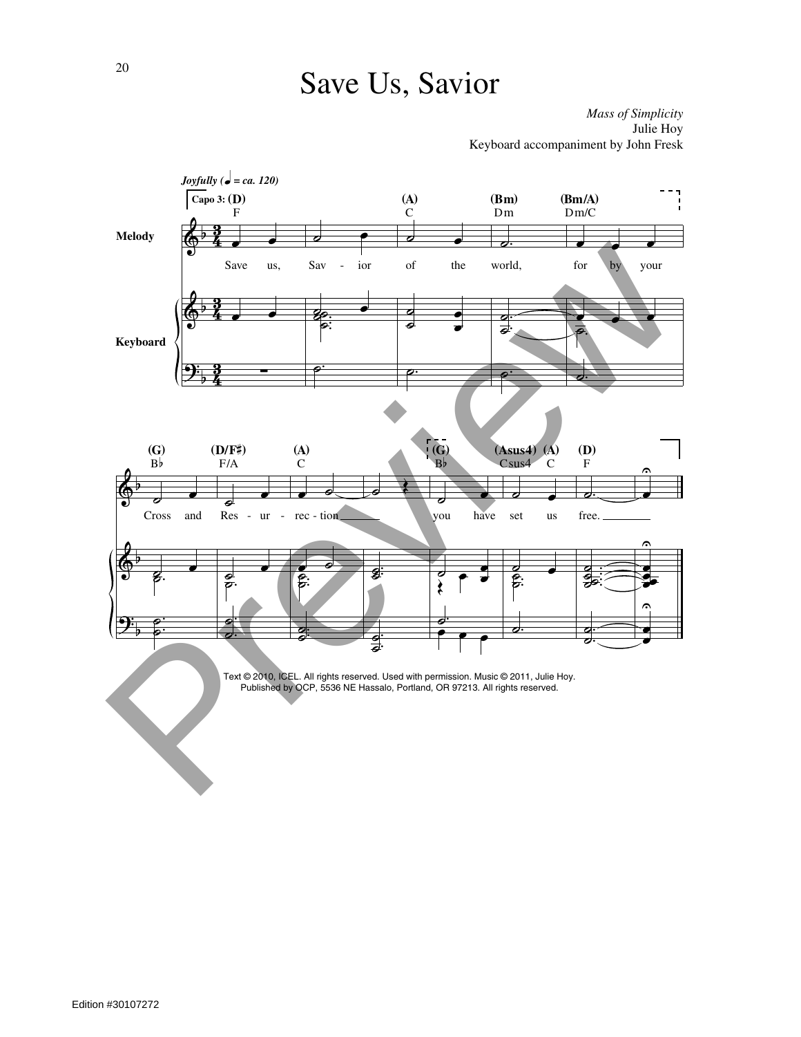# Save Us, Savior

*Mass of Simplicity*
Julie Hoy
Keyboard accompaniment by John Fresk

*Joyfully (♩ = ca. 120)*

Capo 3: (D) F — (A) C — (Bm) Dm — (Bm/A) Dm/C

**Melody**

Save us, Sav - ior of the world, for by your

**Keyboard**

(G) B♭ — (D/F♯) F/A — (A) C — (G) B♭ — (Asus4) Csus4 — (A) C — (D) F

Cross and Res - ur - rec - tion ______ you have set us free. ______

Text © 2010, ICEL. All rights reserved. Used with permission. Music © 2011, Julie Hoy.
Published by OCP, 5536 NE Hassalo, Portland, OR 97213. All rights reserved.

Edition #30107272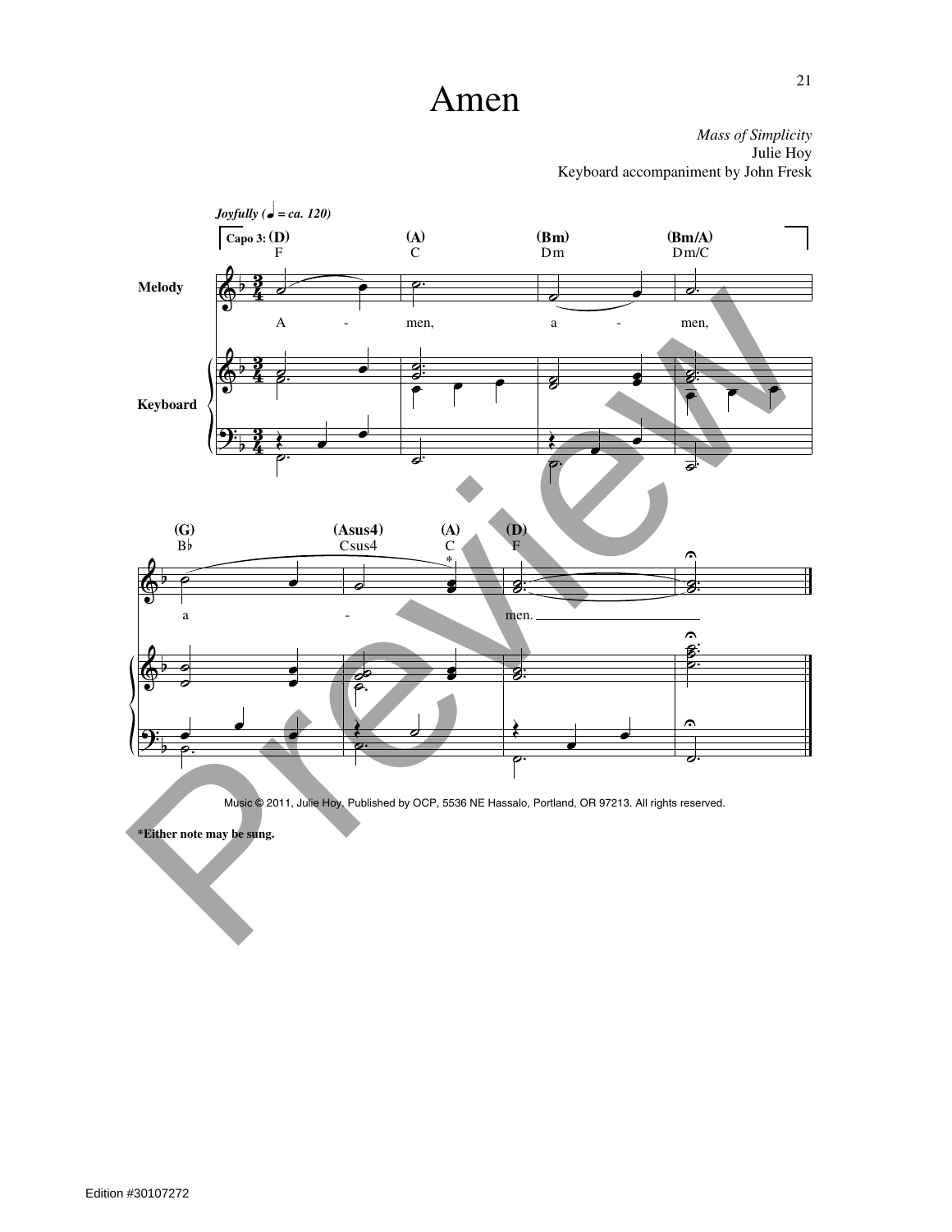# Amen

*Mass of Simplicity*
Julie Hoy
Keyboard accompaniment by John Fresk

*Joyfully (♩ = ca. 120)*

Capo 3: (D) F — (A) C — (Bm) Dm — (Bm/A) Dm/C

Melody / Keyboard

A - men, a - men,

(G) B♭ — (Asus4) Csus4 — (A) C* — (D) F

a - men.

Music © 2011, Julie Hoy. Published by OCP, 5536 NE Hassalo, Portland, OR 97213. All rights reserved.

**\*Either note may be sung.**

Edition #30107272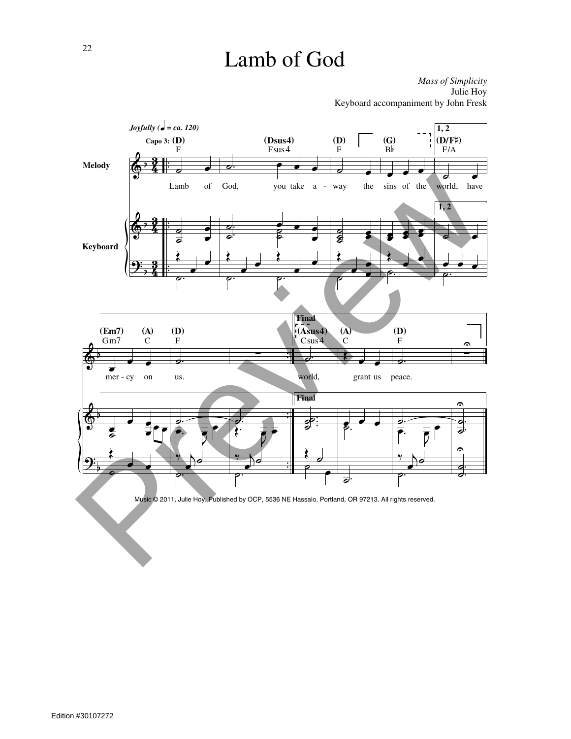# Lamb of God

*Mass of Simplicity*
Julie Hoy
Keyboard accompaniment by John Fresk

*Joyfully (♩ = ca. 120)*

Capo 3: (D) F — (Dsus4) Fsus4 — (D) F — (G) B♭ — 1, 2 (D/F♯) F/A — (Em7) Gm7 — (A) C — (D) F

Final (Asus4) Csus4 — (A) C — (D) F

Melody:

Lamb of God, you take a - way the sins of the world, have mer - cy on us.

Final: world, grant us peace.

Music © 2011, Julie Hoy. Published by OCP, 5536 NE Hassalo, Portland, OR 97213. All rights reserved.

Edition #30107272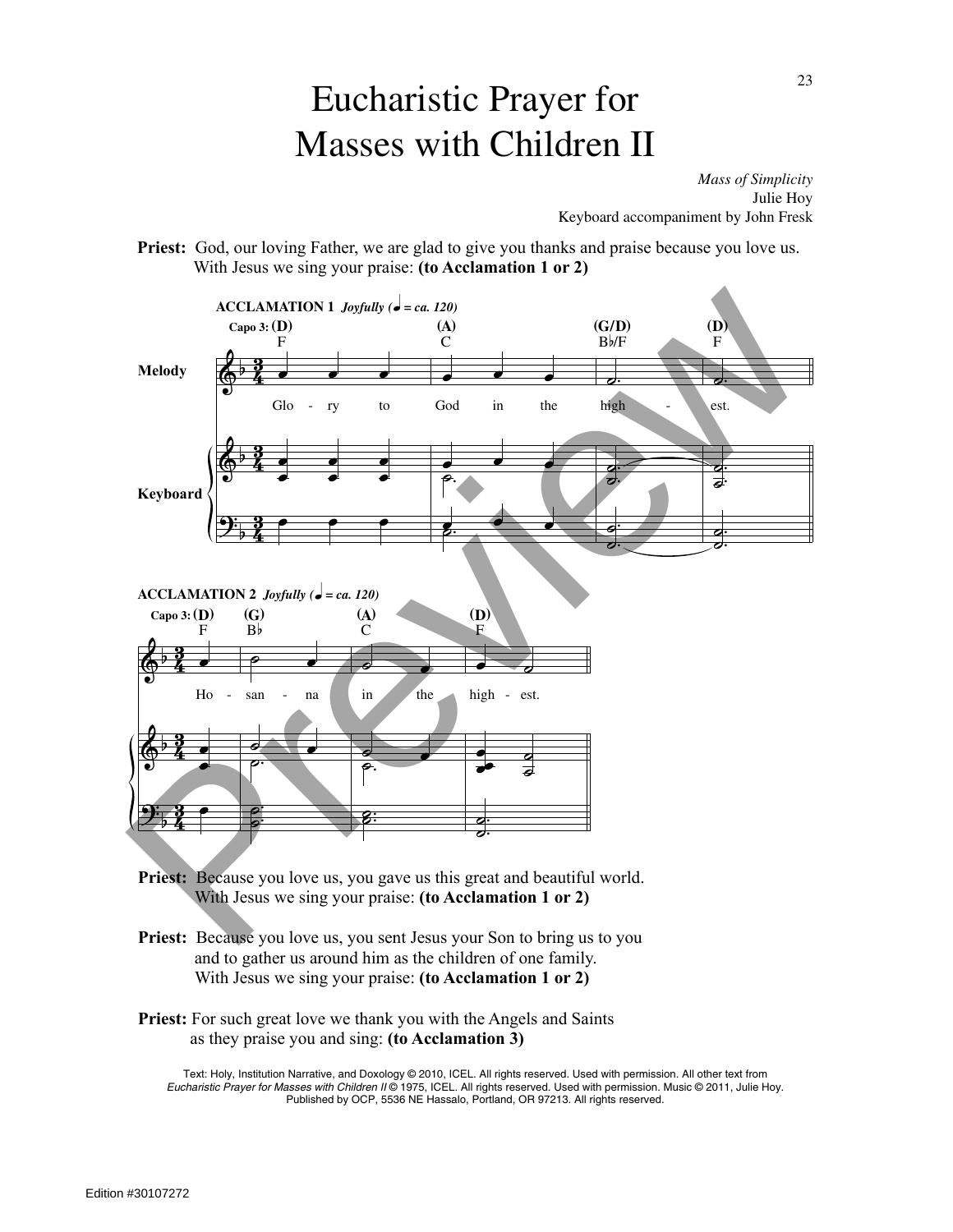# Eucharistic Prayer for Masses with Children II

*Mass of Simplicity*
Julie Hoy
Keyboard accompaniment by John Fresk

**Priest:** God, our loving Father, we are glad to give you thanks and praise because you love us. With Jesus we sing your praise: **(to Acclamation 1 or 2)**

**ACCLAMATION 1** *Joyfully (♩ = ca. 120)*

Glo - ry to God in the high - est.

**ACCLAMATION 2** *Joyfully (♩ = ca. 120)*

Ho - san - na in the high - est.

**Priest:** Because you love us, you gave us this great and beautiful world. With Jesus we sing your praise: **(to Acclamation 1 or 2)**

**Priest:** Because you love us, you sent Jesus your Son to bring us to you and to gather us around him as the children of one family. With Jesus we sing your praise: **(to Acclamation 1 or 2)**

**Priest:** For such great love we thank you with the Angels and Saints as they praise you and sing: **(to Acclamation 3)**

Text: Holy, Institution Narrative, and Doxology © 2010, ICEL. All rights reserved. Used with permission. All other text from *Eucharistic Prayer for Masses with Children II* © 1975, ICEL. All rights reserved. Used with permission. Music © 2011, Julie Hoy. Published by OCP, 5536 NE Hassalo, Portland, OR 97213. All rights reserved.

Edition #30107272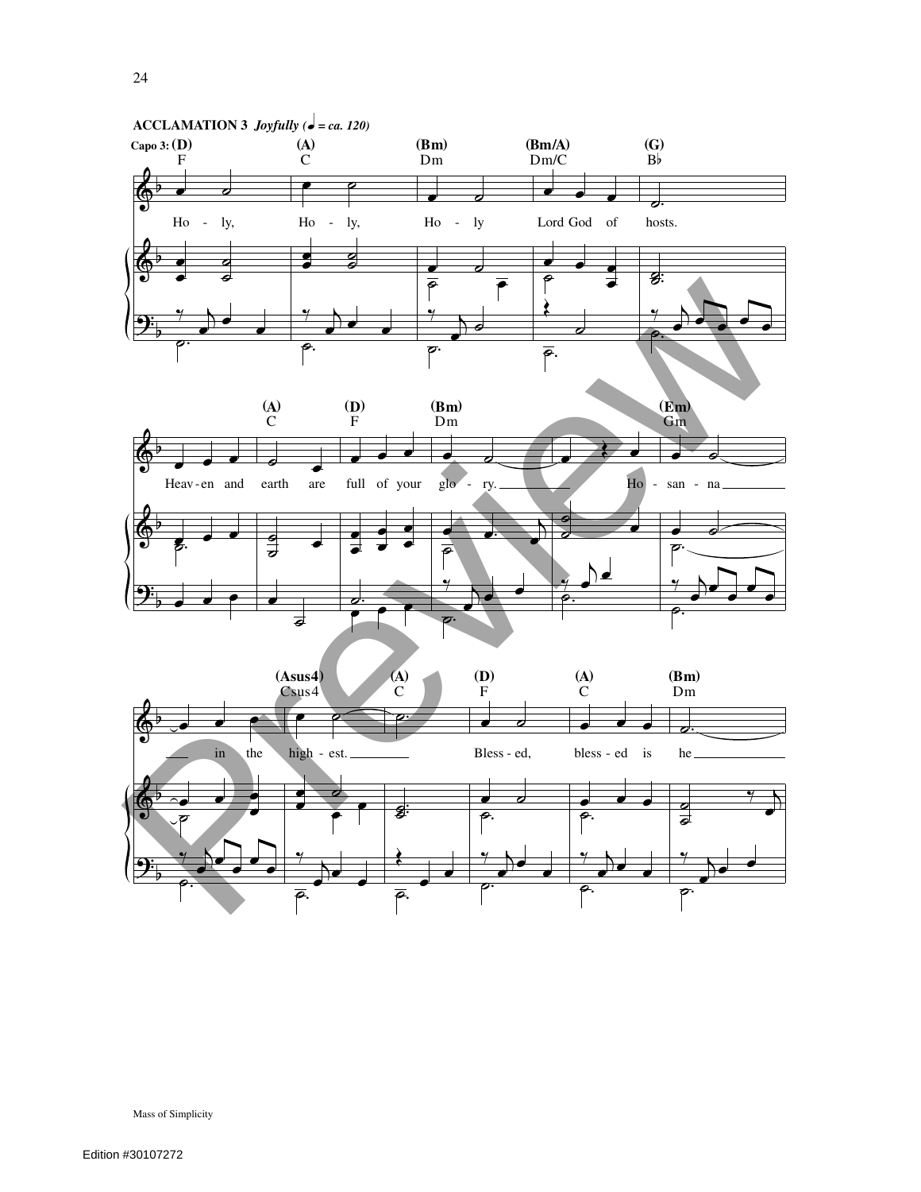**ACCLAMATION 3** *Joyfully (♩ = ca. 120)*

Capo 3: (D) F — (A) C — (Bm) Dm — (Bm/A) Dm/C — (G) B♭

Ho - ly, Ho - ly, Ho - ly Lord God of hosts.

(A) C — (D) F — (Bm) Dm — (Em) Gm

Heav-en and earth are full of your glo - ry. Ho - san - na

(Asus4) Csus4 — (A) C — (D) F — (A) C — (Bm) Dm

in the high - est. Bless - ed, bless - ed is he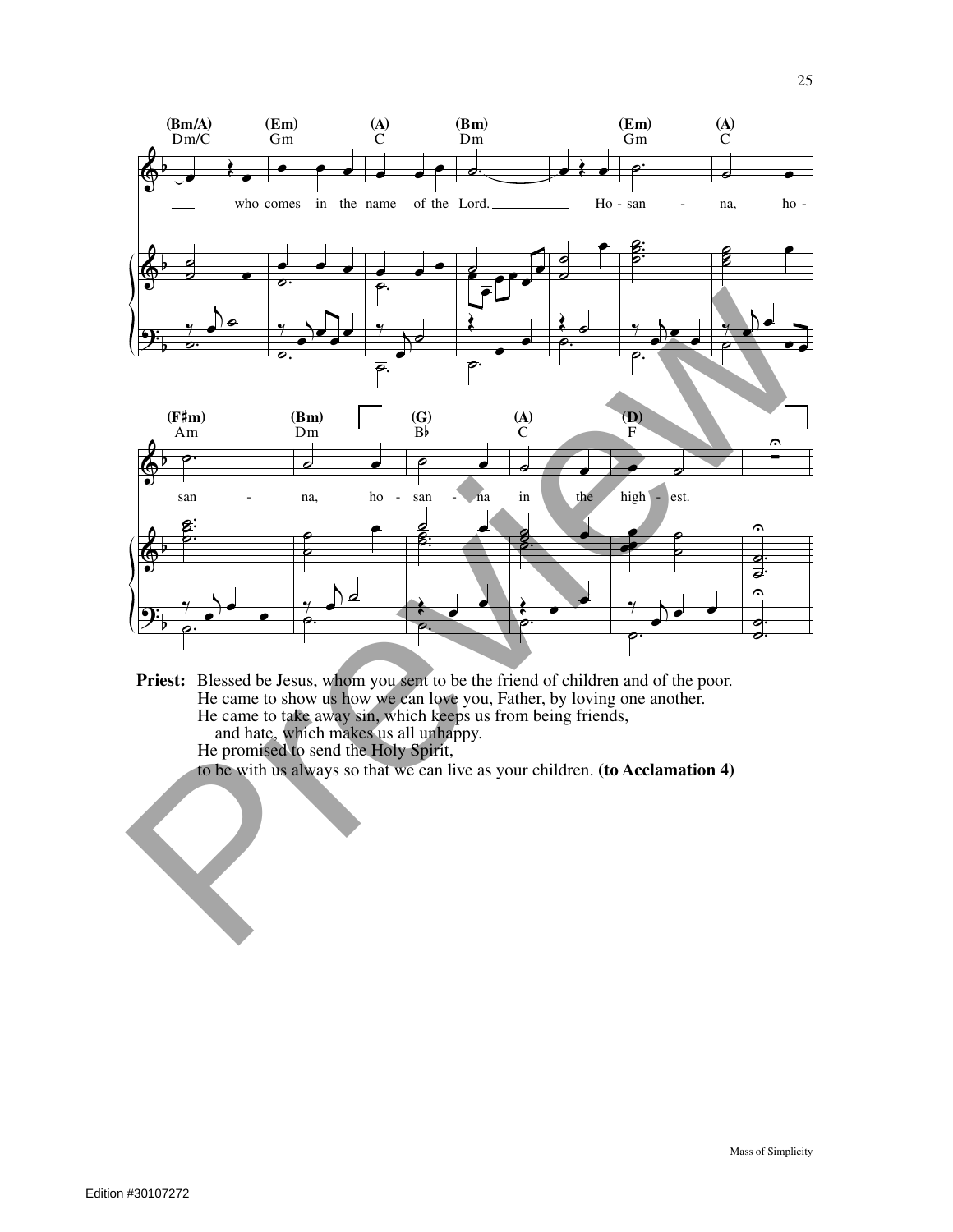**Priest:** Blessed be Jesus, whom you sent to be the friend of children and of the poor.
He came to show us how we can love you, Father, by loving one another.
He came to take away sin, which keeps us from being friends,
and hate, which makes us all unhappy.
He promised to send the Holy Spirit,
to be with us always so that we can live as your children. **(to Acclamation 4)**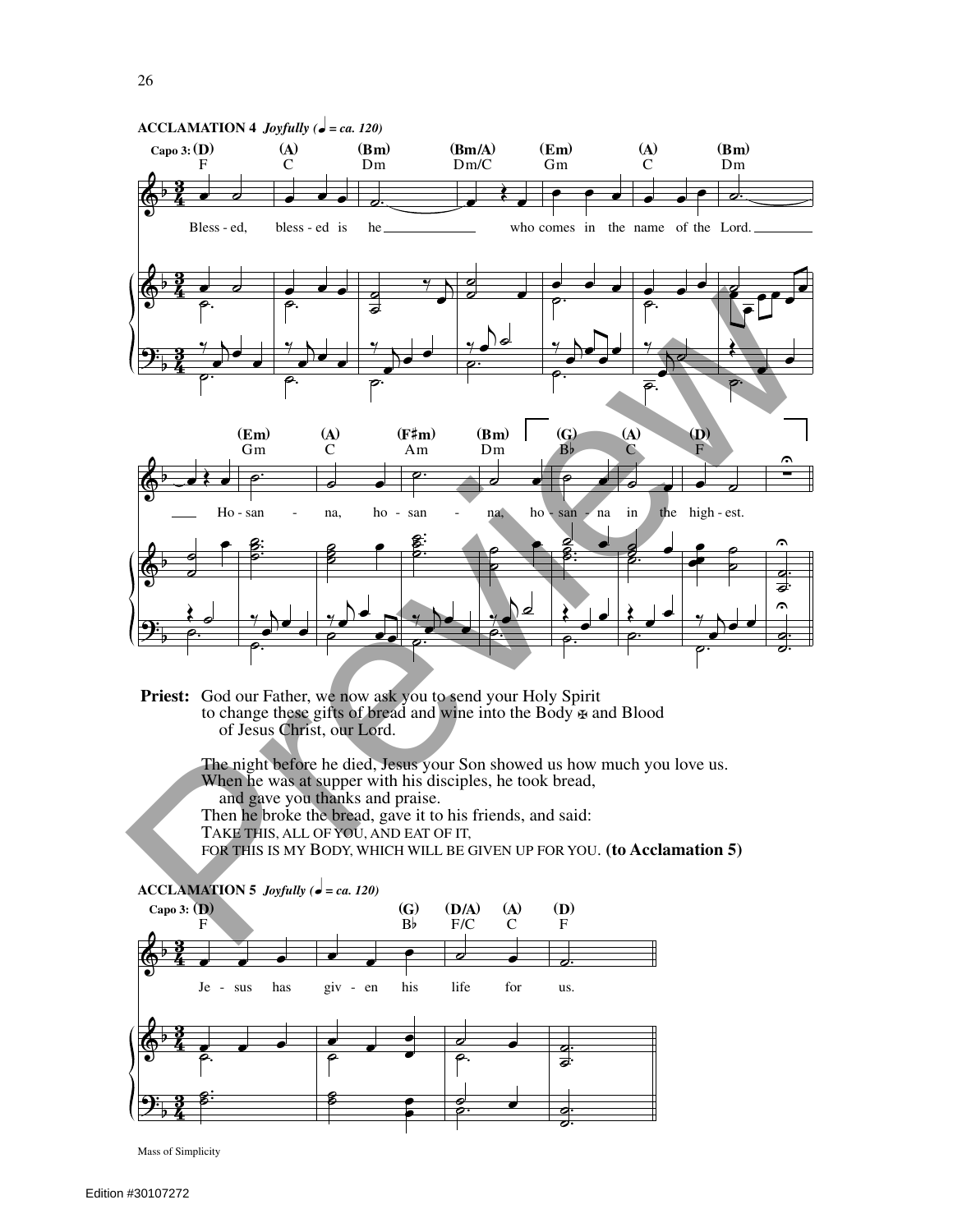**ACCLAMATION 4** *Joyfully (♩ = ca. 120)*

Capo 3: (D) F (A) C (Bm) Dm (Bm/A) Dm/C (Em) Gm (A) C (Bm) Dm

Bless - ed, bless - ed is he ___ who comes in the name of the Lord. ___

(Em) Gm (A) C (F♯m) Am (Bm) Dm (G) B♭ (A) C (D) F

___ Ho - san - na, ho - san - na, ho - san - na in the high - est.

**Priest:** God our Father, we now ask you to send your Holy Spirit
to change these gifts of bread and wine into the Body ✠ and Blood
of Jesus Christ, our Lord.

The night before he died, Jesus your Son showed us how much you love us.
When he was at supper with his disciples, he took bread,
and gave you thanks and praise.
Then he broke the bread, gave it to his friends, and said:
TAKE THIS, ALL OF YOU, AND EAT OF IT,
FOR THIS IS MY BODY, WHICH WILL BE GIVEN UP FOR YOU. **(to Acclamation 5)**

**ACCLAMATION 5** *Joyfully (♩ = ca. 120)*

Capo 3: (D) F (G) B♭ (D/A) F/C (A) C (D) F

Je - sus has giv - en his life for us.

Mass of Simplicity

Edition #30107272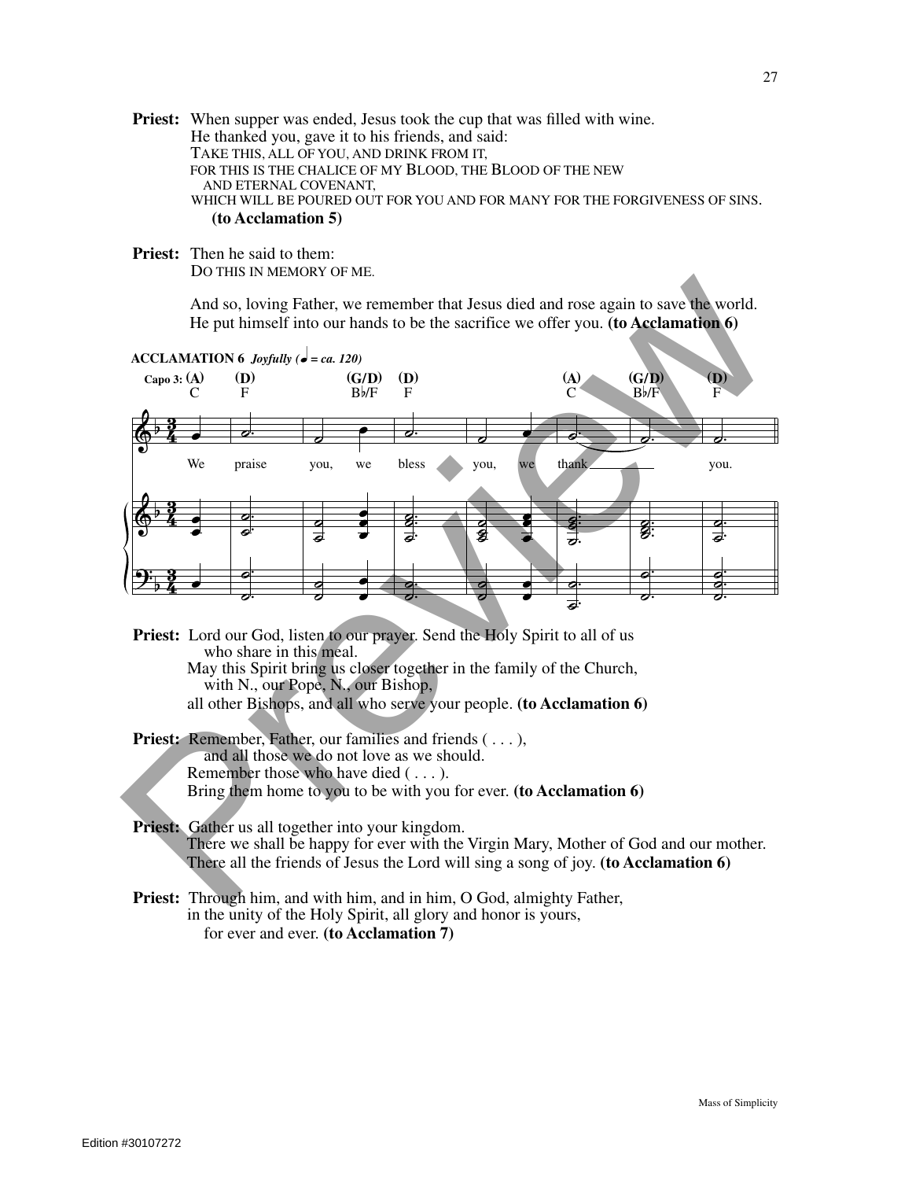**Priest:** When supper was ended, Jesus took the cup that was filled with wine.
He thanked you, gave it to his friends, and said:
TAKE THIS, ALL OF YOU, AND DRINK FROM IT,
FOR THIS IS THE CHALICE OF MY BLOOD, THE BLOOD OF THE NEW AND ETERNAL COVENANT,
WHICH WILL BE POURED OUT FOR YOU AND FOR MANY FOR THE FORGIVENESS OF SINS.
**(to Acclamation 5)**

**Priest:** Then he said to them:
DO THIS IN MEMORY OF ME.

And so, loving Father, we remember that Jesus died and rose again to save the world.
He put himself into our hands to be the sacrifice we offer you. **(to Acclamation 6)**

**ACCLAMATION 6** *Joyfully (♩ = ca. 120)*

Capo 3: (A) C (D) F (G/D) B♭/F (D) F (A) C (G/D) B♭/F (D) F

We praise you, we bless you, we thank you.

**Priest:** Lord our God, listen to our prayer. Send the Holy Spirit to all of us who share in this meal.
May this Spirit bring us closer together in the family of the Church, with N., our Pope, N., our Bishop,
all other Bishops, and all who serve your people. **(to Acclamation 6)**

**Priest:** Remember, Father, our families and friends ( . . . ),
and all those we do not love as we should.
Remember those who have died ( . . . ).
Bring them home to you to be with you for ever. **(to Acclamation 6)**

**Priest:** Gather us all together into your kingdom.
There we shall be happy for ever with the Virgin Mary, Mother of God and our mother.
There all the friends of Jesus the Lord will sing a song of joy. **(to Acclamation 6)**

**Priest:** Through him, and with him, and in him, O God, almighty Father,
in the unity of the Holy Spirit, all glory and honor is yours,
for ever and ever. **(to Acclamation 7)**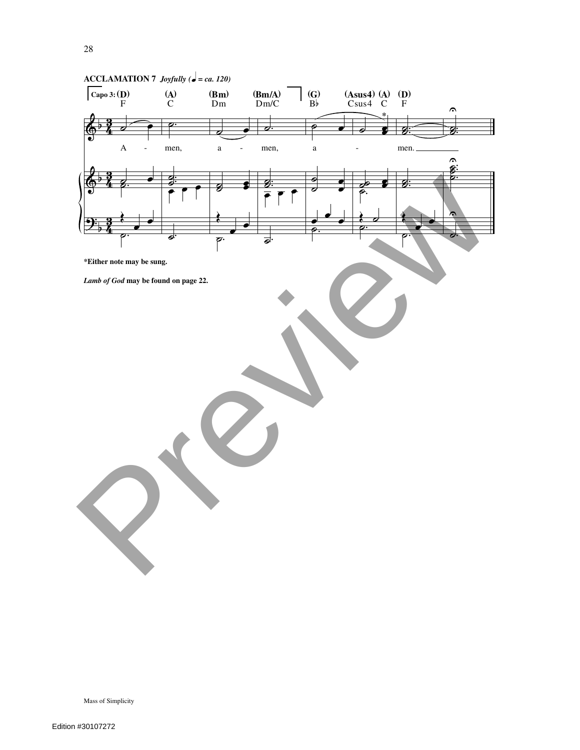**ACCLAMATION 7** ***Joyfully (♩ = ca. 120)***

Capo 3: (D) F (A) C (Bm) Dm (Bm/A) Dm/C (G) B♭ (Asus4) Csus4 (A) C (D) F

A - men, a - men, a - men.

*Either note may be sung.

***Lamb of God*** **may be found on page 22.**

Mass of Simplicity

Edition #30107272